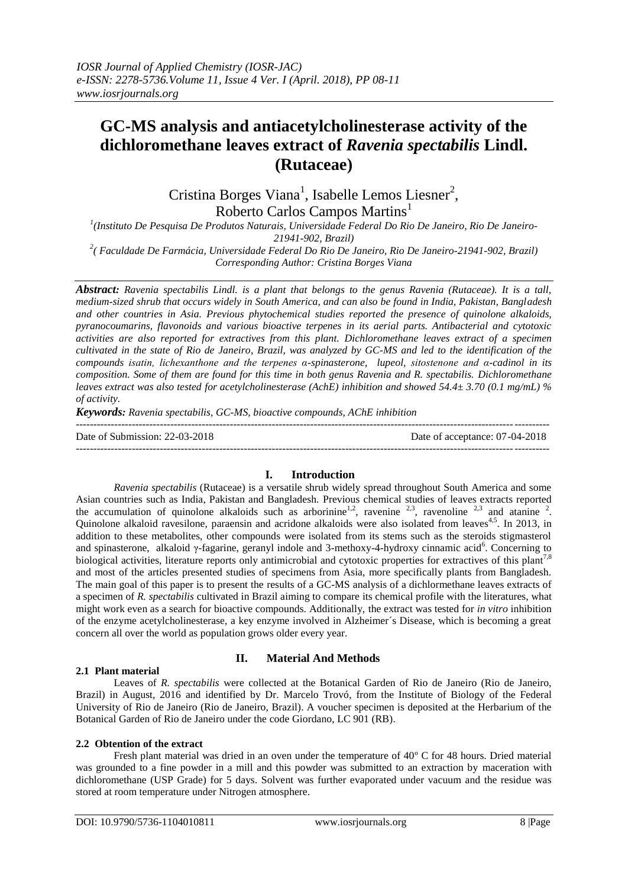# GC-MS analysis and antiacetylcholinesterase activity of the dichloromethane leaves extract of *Ravenia spectabilis* Lindl. (Rutaceae)

Cristina Borges Viana[1], Isabelle Lemos Liesner[2], Roberto Carlos Campos Martins[1]

[1](Instituto De Pesquisa De Produtos Naturais, Universidade Federal Do Rio De Janeiro, Rio De Janeiro-21941-902, Brazil)

[2]( Faculdade De Farmácia, Universidade Federal Do Rio De Janeiro, Rio De Janeiro-21941-902, Brazil)

Corresponding Author: Cristina Borges Viana

***Abstract:*** *Ravenia spectabilis Lindl. is a plant that belongs to the genus Ravenia (Rutaceae). It is a tall, medium-sized shrub that occurs widely in South America, and can also be found in India, Pakistan, Bangladesh and other countries in Asia. Previous phytochemical studies reported the presence of quinolone alkaloids, pyranocoumarins, flavonoids and various bioactive terpenes in its aerial parts. Antibacterial and cytotoxic activities are also reported for extractives from this plant. Dichloromethane leaves extract of a specimen cultivated in the state of Rio de Janeiro, Brazil, was analyzed by GC-MS and led to the identification of the compounds isatin, lichexanthone and the terpenes α-spinasterone, lupeol, sitostenone and α-cadinol in its composition. Some of them are found for this time in both genus Ravenia and R. spectabilis. Dichloromethane leaves extract was also tested for acetylcholinesterase (AchE) inhibition and showed 54.4± 3.70 (0.1 mg/mL) % of activity.*

***Keywords:*** *Ravenia spectabilis, GC-MS, bioactive compounds, AChE inhibition*

---

Date of Submission: 22-03-2018 Date of acceptance: 07-04-2018

---

## I. Introduction

*Ravenia spectabilis* (Rutaceae) is a versatile shrub widely spread throughout South America and some Asian countries such as India, Pakistan and Bangladesh. Previous chemical studies of leaves extracts reported the accumulation of quinolone alkaloids such as arborinine[1,2], ravenine [2,3], ravenoline [2,3] and atanine [2]. Quinolone alkaloid ravesilone, paraensin and acridone alkaloids were also isolated from leaves[4,5]. In 2013, in addition to these metabolites, other compounds were isolated from its stems such as the steroids stigmasterol and spinasterone, alkaloid γ-fagarine, geranyl indole and 3-methoxy-4-hydroxy cinnamic acid[6]. Concerning to biological activities, literature reports only antimicrobial and cytotoxic properties for extractives of this plant[7,8] and most of the articles presented studies of specimens from Asia, more specifically plants from Bangladesh. The main goal of this paper is to present the results of a GC-MS analysis of a dichlormethane leaves extracts of a specimen of *R. spectabilis* cultivated in Brazil aiming to compare its chemical profile with the literatures, what might work even as a search for bioactive compounds. Additionally, the extract was tested for *in vitro* inhibition of the enzyme acetylcholinesterase, a key enzyme involved in Alzheimer´s Disease, which is becoming a great concern all over the world as population grows older every year.

## II. Material And Methods

### 2.1 Plant material

Leaves of *R. spectabilis* were collected at the Botanical Garden of Rio de Janeiro (Rio de Janeiro, Brazil) in August, 2016 and identified by Dr. Marcelo Trovó, from the Institute of Biology of the Federal University of Rio de Janeiro (Rio de Janeiro, Brazil). A voucher specimen is deposited at the Herbarium of the Botanical Garden of Rio de Janeiro under the code Giordano, LC 901 (RB).

### 2.2 Obtention of the extract

Fresh plant material was dried in an oven under the temperature of 40º C for 48 hours. Dried material was grounded to a fine powder in a mill and this powder was submitted to an extraction by maceration with dichloromethane (USP Grade) for 5 days. Solvent was further evaporated under vacuum and the residue was stored at room temperature under Nitrogen atmosphere.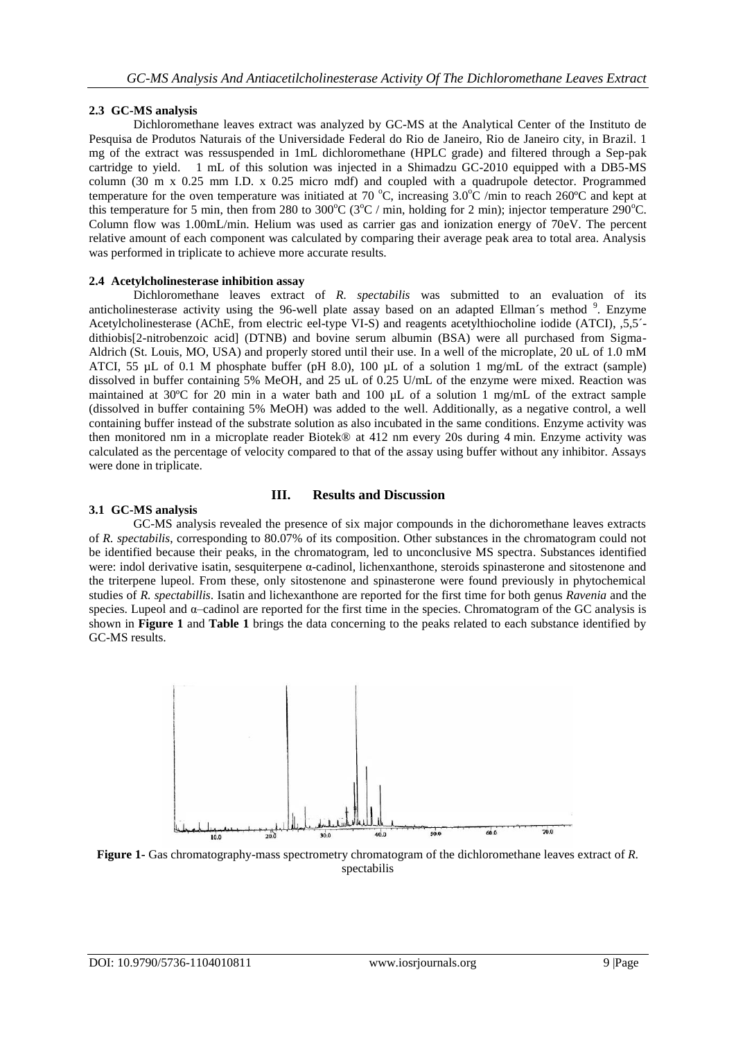### 2.3 GC-MS analysis

Dichloromethane leaves extract was analyzed by GC-MS at the Analytical Center of the Instituto de Pesquisa de Produtos Naturais of the Universidade Federal do Rio de Janeiro, Rio de Janeiro city, in Brazil. 1 mg of the extract was ressuspended in 1mL dichloromethane (HPLC grade) and filtered through a Sep-pak cartridge to yield. 1 mL of this solution was injected in a Shimadzu GC-2010 equipped with a DB5-MS column (30 m x 0.25 mm I.D. x 0.25 micro mdf) and coupled with a quadrupole detector. Programmed temperature for the oven temperature was initiated at 70 °C, increasing 3.0°C /min to reach 260ºC and kept at this temperature for 5 min, then from 280 to 300°C (3°C / min, holding for 2 min); injector temperature 290°C. Column flow was 1.00mL/min. Helium was used as carrier gas and ionization energy of 70eV. The percent relative amount of each component was calculated by comparing their average peak area to total area. Analysis was performed in triplicate to achieve more accurate results.

### 2.4 Acetylcholinesterase inhibition assay

Dichloromethane leaves extract of *R. spectabilis* was submitted to an evaluation of its anticholinesterase activity using the 96-well plate assay based on an adapted Ellman´s method [9]. Enzyme Acetylcholinesterase (AChE, from electric eel-type VI-S) and reagents acetylthiocholine iodide (ATCI), ,5,5´-dithiobis[2-nitrobenzoic acid] (DTNB) and bovine serum albumin (BSA) were all purchased from Sigma-Aldrich (St. Louis, MO, USA) and properly stored until their use. In a well of the microplate, 20 uL of 1.0 mM ATCI, 55 µL of 0.1 M phosphate buffer (pH 8.0), 100 µL of a solution 1 mg/mL of the extract (sample) dissolved in buffer containing 5% MeOH, and 25 uL of 0.25 U/mL of the enzyme were mixed. Reaction was maintained at 30ºC for 20 min in a water bath and 100 µL of a solution 1 mg/mL of the extract sample (dissolved in buffer containing 5% MeOH) was added to the well. Additionally, as a negative control, a well containing buffer instead of the substrate solution as also incubated in the same conditions. Enzyme activity was then monitored nm in a microplate reader Biotek® at 412 nm every 20s during 4 min. Enzyme activity was calculated as the percentage of velocity compared to that of the assay using buffer without any inhibitor. Assays were done in triplicate.

## III. Results and Discussion

### 3.1 GC-MS analysis

GC-MS analysis revealed the presence of six major compounds in the dichoromethane leaves extracts of *R. spectabilis*, corresponding to 80.07% of its composition. Other substances in the chromatogram could not be identified because their peaks, in the chromatogram, led to unconclusive MS spectra. Substances identified were: indol derivative isatin, sesquiterpene α-cadinol, lichenxanthone, steroids spinasterone and sitostenone and the triterpene lupeol. From these, only sitostenone and spinasterone were found previously in phytochemical studies of *R. spectabillis*. Isatin and lichexanthone are reported for the first time for both genus *Ravenia* and the species. Lupeol and α–cadinol are reported for the first time in the species. Chromatogram of the GC analysis is shown in **Figure 1** and **Table 1** brings the data concerning to the peaks related to each substance identified by GC-MS results.

**Figure 1-** Gas chromatography-mass spectrometry chromatogram of the dichloromethane leaves extract of *R.* spectabilis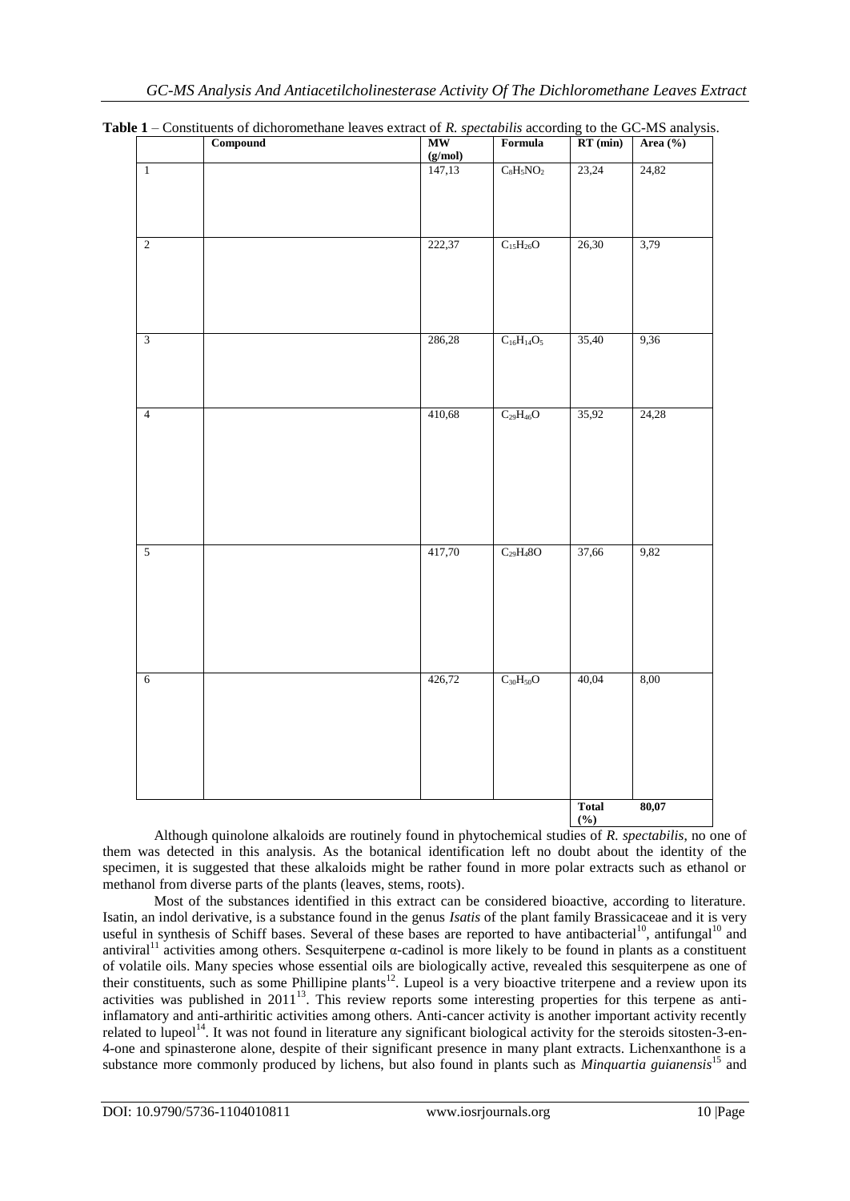**Table 1** – Constituents of dichoromethane leaves extract of *R. spectabilis* according to the GC-MS analysis.

| | Compound | MW (g/mol) | Formula | RT (min) | Area (%) |
|---|---|---|---|---|---|
| 1 | | 147,13 | $C_8H_5NO_2$ | 23,24 | 24,82 |
| 2 | | 222,37 | $C_{15}H_{26}O$ | 26,30 | 3,79 |
| 3 | | 286,28 | $C_{16}H_{14}O_5$ | 35,40 | 9,36 |
| 4 | | 410,68 | $C_{29}H_{46}O$ | 35,92 | 24,28 |
| 5 | | 417,70 | $C_{29}H_48O$ | 37,66 | 9,82 |
| 6 | | 426,72 | $C_{30}H_{50}O$ | 40,04 | 8,00 |
| | | | | **Total (%)** | **80,07** |

Although quinolone alkaloids are routinely found in phytochemical studies of *R. spectabilis*, no one of them was detected in this analysis. As the botanical identification left no doubt about the identity of the specimen, it is suggested that these alkaloids might be rather found in more polar extracts such as ethanol or methanol from diverse parts of the plants (leaves, stems, roots).

Most of the substances identified in this extract can be considered bioactive, according to literature. Isatin, an indol derivative, is a substance found in the genus *Isatis* of the plant family Brassicaceae and it is very useful in synthesis of Schiff bases. Several of these bases are reported to have antibacterial[10], antifungal[10] and antiviral[11] activities among others. Sesquiterpene α-cadinol is more likely to be found in plants as a constituent of volatile oils. Many species whose essential oils are biologically active, revealed this sesquiterpene as one of their constituents, such as some Phillipine plants[12]. Lupeol is a very bioactive triterpene and a review upon its activities was published in 2011[13]. This review reports some interesting properties for this terpene as anti-inflamatory and anti-arthiritic activities among others. Anti-cancer activity is another important activity recently related to lupeol[14]. It was not found in literature any significant biological activity for the steroids sitosten-3-en-4-one and spinasterone alone, despite of their significant presence in many plant extracts. Lichenxanthone is a substance more commonly produced by lichens, but also found in plants such as *Minquartia guianensis*[15] and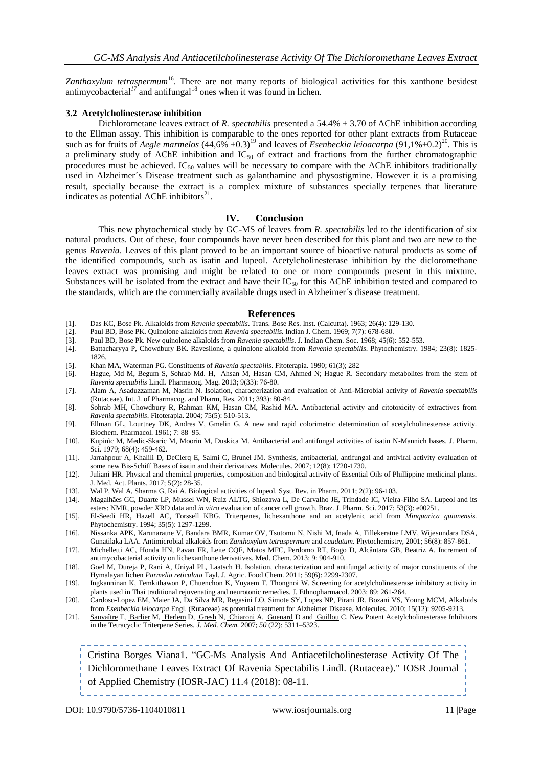*Zanthoxylum tetraspermum*[16]. There are not many reports of biological activities for this xanthone besidest antimycobacterial[17] and antifungal[18] ones when it was found in lichen.

### 3.2 Acetylcholinesterase inhibition

Dichlorometane leaves extract of *R. spectabilis* presented a 54.4% ± 3.70 of AChE inhibition according to the Ellman assay. This inhibition is comparable to the ones reported for other plant extracts from Rutaceae such as for fruits of *Aegle marmelos* (44,6% ±0.3)[19] and leaves of *Esenbeckia leioacarpa* (91,1%±0.2)[20]. This is a preliminary study of AChE inhibition and $IC_{50}$ of extract and fractions from the further chromatographic procedures must be achieved. $IC_{50}$ values will be necessary to compare with the AChE inhibitors traditionally used in Alzheimer´s Disease treatment such as galanthamine and physostigmine. However it is a promising result, specially because the extract is a complex mixture of substances specially terpenes that literature indicates as potential AChE inhibitors[21].

## IV. Conclusion

This new phytochemical study by GC-MS of leaves from *R. spectabilis* led to the identification of six natural products. Out of these, four compounds have never been described for this plant and two are new to the genus *Ravenia*. Leaves of this plant proved to be an important source of bioactive natural products as some of the identified compounds, such as isatin and lupeol. Acetylcholinesterase inhibition by the dicloromethane leaves extract was promising and might be related to one or more compounds present in this mixture. Substances will be isolated from the extract and have their $IC_{50}$ for this AChE inhibition tested and compared to the standards, which are the commercially available drugs used in Alzheimer´s disease treatment.

## References

[1]. Das KC, Bose Pk. Alkaloids from *Ravenia spectabilis*. Trans. Bose Res. Inst. (Calcutta). 1963; 26(4): 129-130.
[2]. Paul BD, Bose PK. Quinolone alkaloids from *Ravenia spectabilis*. Indian J. Chem. 1969; 7(7): 678-680.
[3]. Paul BD, Bose Pk. New quinolone alkaloids from *Ravenia spectabilis*. J. Indian Chem. Soc. 1968; 45(6): 552-553.
[4]. Battacharyya P, Chowdbury BK. Ravesilone, a quinolone alkaloid from *Ravenia spectabilis*. Phytochemistry. 1984; 23(8): 1825-1826.
[5]. Khan MA, Waterman PG. Constituents of *Ravenia spectabilis*. Fitoterapia. 1990; 61(3); 282
[6]. Hague, Md M, Begum S, Sohrab Md. H, Ahsan M, Hasan CM, Ahmed N; Hague R. Secondary metabolites from the stem of *Ravenia spectabilis* Lindl. Pharmacog. Mag. 2013; 9(33): 76-80.
[7]. Alam A, Asaduzzaman M, Nasrin N. Isolation, characterization and evaluation of Anti-Microbial activity of *Ravenia spectabilis* (Rutaceae). Int. J. of Pharmacog. and Pharm, Res. 2011; 393): 80-84.
[8]. Sohrab MH, Chowdbury R, Rahman KM, Hasan CM, Rashid MA. Antibacterial activity and citotoxicity of extractives from *Ravenia spectabilis*. Fitoterapia. 2004; 75(5): 510-513.
[9]. Ellman GL, Lourtney DK, Andres V, Gmelin G. A new and rapid colorimetric determination of acetylcholinesterase activity. Biochem. Pharmacol. 1961; 7: 88–95.
[10]. Kupinic M, Medic-Skaric M, Moorin M, Duskica M. Antibacterial and antifungal activities of isatin N-Mannich bases. J. Pharm. Sci. 1979; 68(4): 459-462.
[11]. Jarrahpour A, Khalili D, DeClerq E, Salmi C, Brunel JM. Synthesis, antibacterial, antifungal and antiviral activity evaluation of some new Bis-Schiff Bases of isatin and their derivatives. Molecules. 2007; 12(8): 1720-1730.
[12]. Juliani HR. Physical and chemical properties, composition and biological activity of Essential Oils of Phillippine medicinal plants. J. Med. Act. Plants. 2017; 5(2): 28-35.
[13]. Wal P, Wal A, Sharma G, Rai A. Biological activities of lupeol. Syst. Rev. in Pharm. 2011; 2(2): 96-103.
[14]. Magalhães GC, Duarte LP, Mussel WN, Ruiz ALTG, Shiozawa L, De Carvalho JE, Trindade IC, Vieira-Filho SA. Lupeol and its esters: NMR, powder XRD data and *in vitro* evaluation of cancer cell growth. Braz. J. Pharm. Sci. 2017; 53(3): e00251.
[15]. El-Seedi HR, Hazell AC, Torssell KBG. Triterpenes, lichexanthone and an acetylenic acid from *Minquarica guianensis.* Phytochemistry. 1994; 35(5): 1297-1299.
[16]. Nissanka APK, Karunaratne V, Bandara BMR, Kumar OV, Tsutomu N, Nishi M, Inada A, Tillekeratne LMV, Wijesundara DSA, Gunatilaka LAA. Antimicrobial alkaloids from *Zanthoxylum tetraspermum* and *caudatum.* Phytochemistry, 2001; 56(8): 857-861.
[17]. Michelletti AC, Honda HN, Pavan FR, Leite CQF, Matos MFC, Perdomo RT, Bogo D, Alcântara GB, Beatriz A. Increment of antimycobacterial activity on lichexanthone derivatives. Med. Chem. 2013; 9: 904-910.
[18]. Goel M, Dureja P, Rani A, Uniyal PL, Laatsch H. Isolation, characterization and antifungal activity of major constituents of the Hymalayan lichen *Parmelia reticulata* Tayl. J. Agric. Food Chem. 2011; 59(6): 2299-2307.
[19]. Ingkanninan K, Temkithawon P, Chuenchon K, Yuyaem T, Thongnoi W. Screening for acetylcholinesterase inhibitory activity in plants used in Thai traditional rejuvenating and neurotonic remedies. J. Ethnopharmacol. 2003; 89: 261-264.
[20]. Cardoso-Lopez EM, Maier JA, Da Silva MR, Regasini LO, Simote SY, Lopes NP, Pirani JR, Bozani VS, Young MCM, Alkaloids from *Esenbeckia leiocarpa* Engl. (Rutaceae) as potential treatment for Alzheimer Disease. Molecules. 2010; 15(12): 9205-9213.
[21]. Sauvaître T, Barlier M, Herlem D, Gresh N, Chiaroni A, Guenard D and Guillou C. New Potent Acetylcholinesterase Inhibitors in the Tetracyclic Triterpene Series. *J. Med. Chem.* 2007; *50* (22): 5311–5323.

Cristina Borges Viana1. "GC-Ms Analysis And Antiacetilcholinesterase Activity Of The Dichloromethane Leaves Extract Of Ravenia Spectabilis Lindl. (Rutaceae)." IOSR Journal of Applied Chemistry (IOSR-JAC) 11.4 (2018): 08-11.